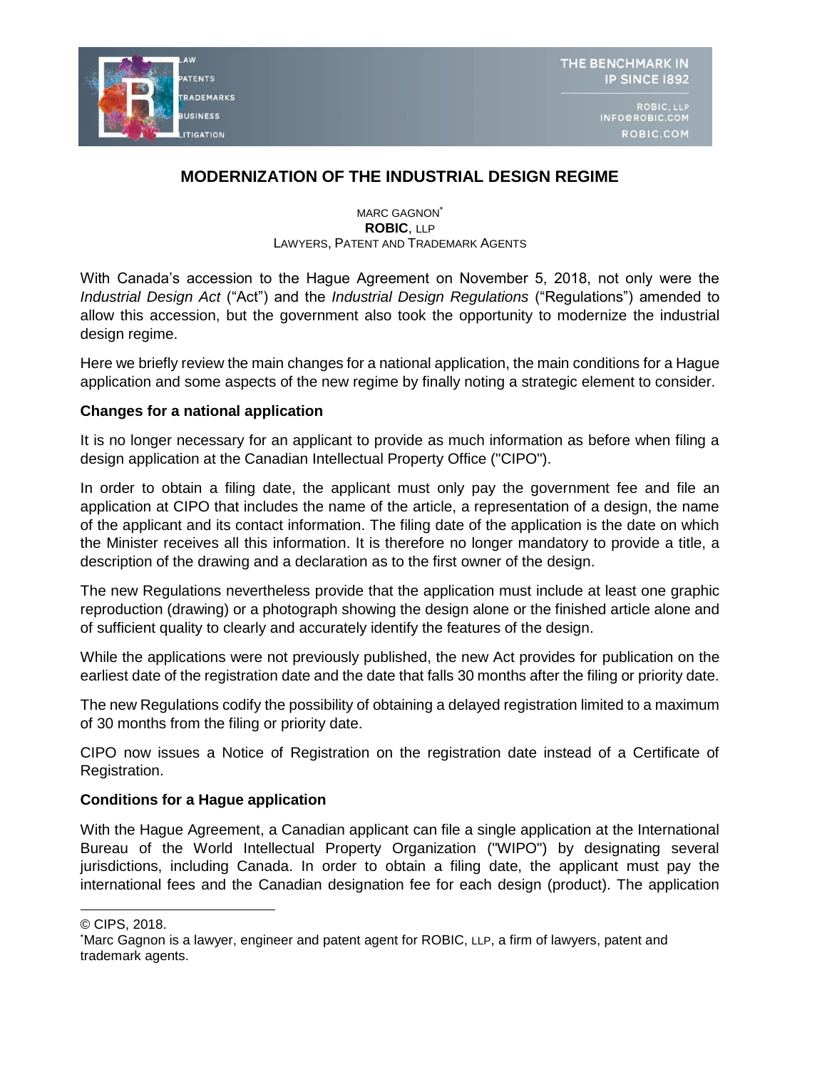# MODERNIZATION OF THE INDUSTRIAL DESIGN REGIME

MARC GAGNON[*]
**ROBIC**, LLP
LAWYERS, PATENT AND TRADEMARK AGENTS

With Canada's accession to the Hague Agreement on November 5, 2018, not only were the *Industrial Design Act* ("Act") and the *Industrial Design Regulations* ("Regulations") amended to allow this accession, but the government also took the opportunity to modernize the industrial design regime.

Here we briefly review the main changes for a national application, the main conditions for a Hague application and some aspects of the new regime by finally noting a strategic element to consider.

### Changes for a national application

It is no longer necessary for an applicant to provide as much information as before when filing a design application at the Canadian Intellectual Property Office ("CIPO").

In order to obtain a filing date, the applicant must only pay the government fee and file an application at CIPO that includes the name of the article, a representation of a design, the name of the applicant and its contact information. The filing date of the application is the date on which the Minister receives all this information. It is therefore no longer mandatory to provide a title, a description of the drawing and a declaration as to the first owner of the design.

The new Regulations nevertheless provide that the application must include at least one graphic reproduction (drawing) or a photograph showing the design alone or the finished article alone and of sufficient quality to clearly and accurately identify the features of the design.

While the applications were not previously published, the new Act provides for publication on the earliest date of the registration date and the date that falls 30 months after the filing or priority date.

The new Regulations codify the possibility of obtaining a delayed registration limited to a maximum of 30 months from the filing or priority date.

CIPO now issues a Notice of Registration on the registration date instead of a Certificate of Registration.

### Conditions for a Hague application

With the Hague Agreement, a Canadian applicant can file a single application at the International Bureau of the World Intellectual Property Organization ("WIPO") by designating several jurisdictions, including Canada. In order to obtain a filing date, the applicant must pay the international fees and the Canadian designation fee for each design (product). The application

---

© CIPS, 2018.

[*]Marc Gagnon is a lawyer, engineer and patent agent for ROBIC, LLP, a firm of lawyers, patent and trademark agents.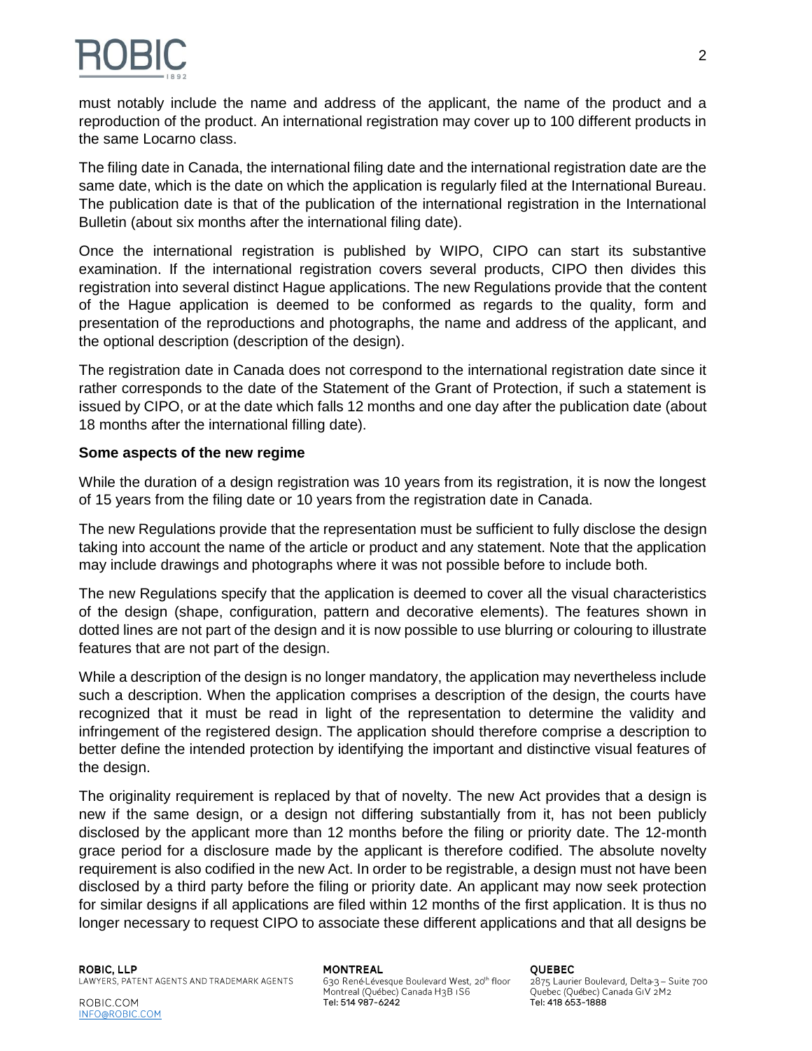must notably include the name and address of the applicant, the name of the product and a reproduction of the product. An international registration may cover up to 100 different products in the same Locarno class.

The filing date in Canada, the international filing date and the international registration date are the same date, which is the date on which the application is regularly filed at the International Bureau. The publication date is that of the publication of the international registration in the International Bulletin (about six months after the international filing date).

Once the international registration is published by WIPO, CIPO can start its substantive examination. If the international registration covers several products, CIPO then divides this registration into several distinct Hague applications. The new Regulations provide that the content of the Hague application is deemed to be conformed as regards to the quality, form and presentation of the reproductions and photographs, the name and address of the applicant, and the optional description (description of the design).

The registration date in Canada does not correspond to the international registration date since it rather corresponds to the date of the Statement of the Grant of Protection, if such a statement is issued by CIPO, or at the date which falls 12 months and one day after the publication date (about 18 months after the international filling date).

**Some aspects of the new regime**

While the duration of a design registration was 10 years from its registration, it is now the longest of 15 years from the filing date or 10 years from the registration date in Canada.

The new Regulations provide that the representation must be sufficient to fully disclose the design taking into account the name of the article or product and any statement. Note that the application may include drawings and photographs where it was not possible before to include both.

The new Regulations specify that the application is deemed to cover all the visual characteristics of the design (shape, configuration, pattern and decorative elements). The features shown in dotted lines are not part of the design and it is now possible to use blurring or colouring to illustrate features that are not part of the design.

While a description of the design is no longer mandatory, the application may nevertheless include such a description. When the application comprises a description of the design, the courts have recognized that it must be read in light of the representation to determine the validity and infringement of the registered design. The application should therefore comprise a description to better define the intended protection by identifying the important and distinctive visual features of the design.

The originality requirement is replaced by that of novelty. The new Act provides that a design is new if the same design, or a design not differing substantially from it, has not been publicly disclosed by the applicant more than 12 months before the filing or priority date. The 12-month grace period for a disclosure made by the applicant is therefore codified. The absolute novelty requirement is also codified in the new Act. In order to be registrable, a design must not have been disclosed by a third party before the filing or priority date. An applicant may now seek protection for similar designs if all applications are filed within 12 months of the first application. It is thus no longer necessary to request CIPO to associate these different applications and that all designs be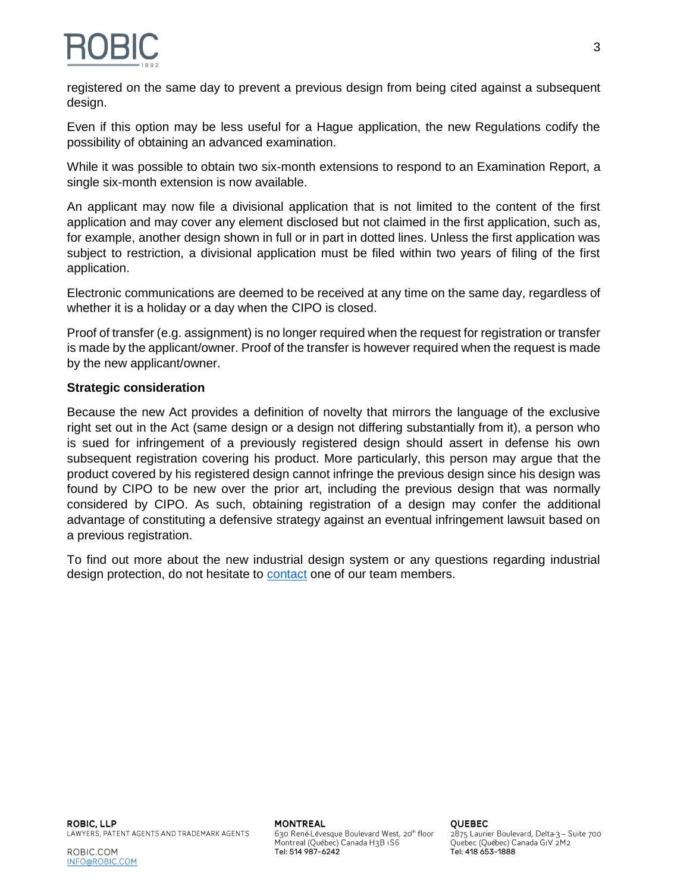registered on the same day to prevent a previous design from being cited against a subsequent design.

Even if this option may be less useful for a Hague application, the new Regulations codify the possibility of obtaining an advanced examination.

While it was possible to obtain two six-month extensions to respond to an Examination Report, a single six-month extension is now available.

An applicant may now file a divisional application that is not limited to the content of the first application and may cover any element disclosed but not claimed in the first application, such as, for example, another design shown in full or in part in dotted lines. Unless the first application was subject to restriction, a divisional application must be filed within two years of filing of the first application.

Electronic communications are deemed to be received at any time on the same day, regardless of whether it is a holiday or a day when the CIPO is closed.

Proof of transfer (e.g. assignment) is no longer required when the request for registration or transfer is made by the applicant/owner. Proof of the transfer is however required when the request is made by the new applicant/owner.

**Strategic consideration**

Because the new Act provides a definition of novelty that mirrors the language of the exclusive right set out in the Act (same design or a design not differing substantially from it), a person who is sued for infringement of a previously registered design should assert in defense his own subsequent registration covering his product. More particularly, this person may argue that the product covered by his registered design cannot infringe the previous design since his design was found by CIPO to be new over the prior art, including the previous design that was normally considered by CIPO. As such, obtaining registration of a design may confer the additional advantage of constituting a defensive strategy against an eventual infringement lawsuit based on a previous registration.

To find out more about the new industrial design system or any questions regarding industrial design protection, do not hesitate to contact one of our team members.